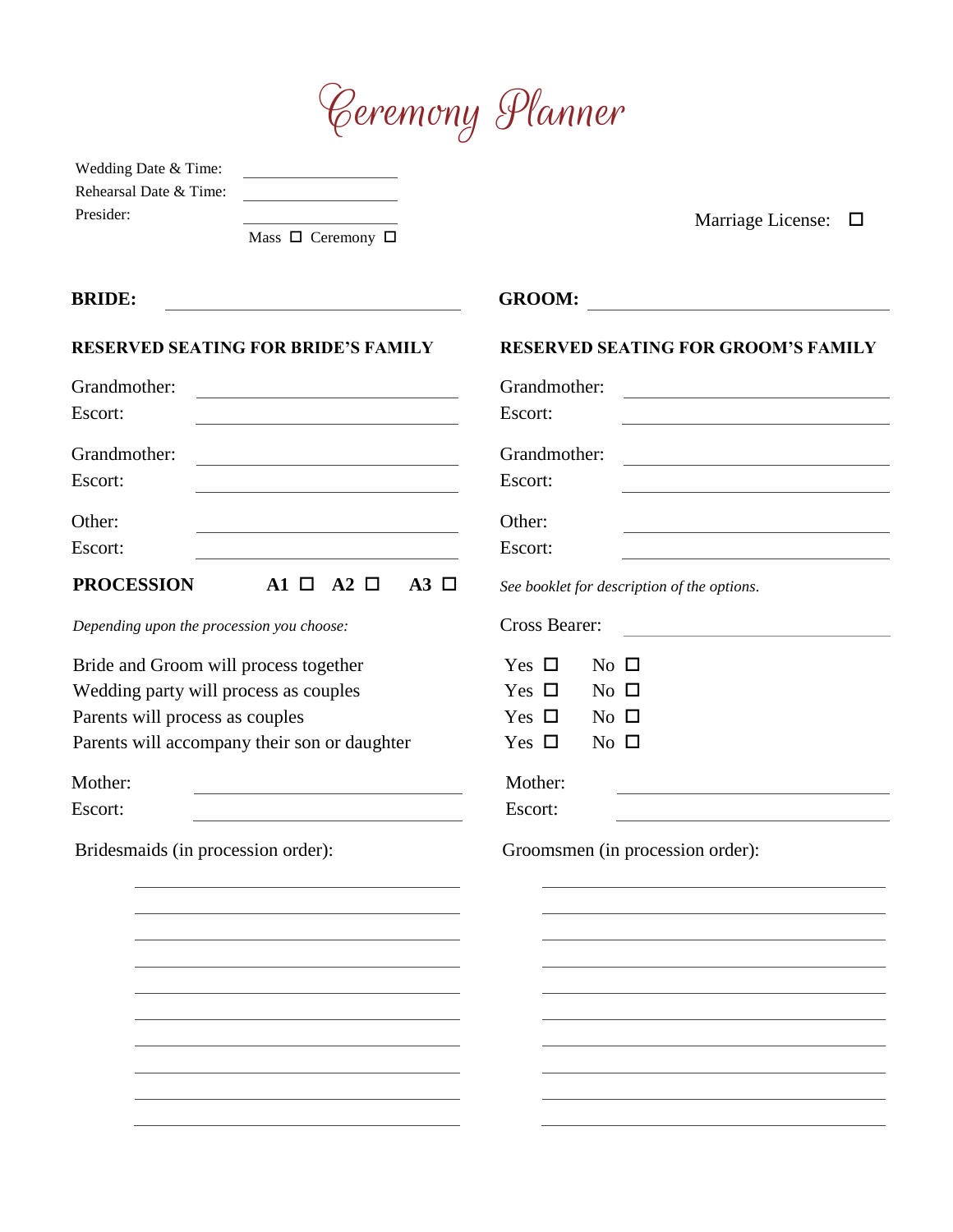# Ceremony Planner

Wedding Date & Time: \_\_\_\_\_\_\_\_\_\_\_\_\_\_\_\_\_\_\_\_

Rehearsal Date & Time: \_\_\_\_\_\_\_\_\_\_\_\_\_\_\_\_\_\_\_\_

Presider: \_\_\_\_\_\_\_\_\_\_\_\_\_\_\_\_\_\_\_\_

Mass ☐ Ceremony ☐

Marriage License: ☐

**BRIDE:** \_\_\_\_\_\_\_\_\_\_\_\_\_\_\_\_\_\_\_\_

**GROOM:** \_\_\_\_\_\_\_\_\_\_\_\_\_\_\_\_\_\_\_\_

**RESERVED SEATING FOR BRIDE'S FAMILY**

Grandmother: \_\_\_\_\_\_\_\_\_\_\_\_\_\_\_\_\_\_\_\_

Escort: \_\_\_\_\_\_\_\_\_\_\_\_\_\_\_\_\_\_\_\_

Grandmother: \_\_\_\_\_\_\_\_\_\_\_\_\_\_\_\_\_\_\_\_

Escort: \_\_\_\_\_\_\_\_\_\_\_\_\_\_\_\_\_\_\_\_

Other: \_\_\_\_\_\_\_\_\_\_\_\_\_\_\_\_\_\_\_\_

Escort: \_\_\_\_\_\_\_\_\_\_\_\_\_\_\_\_\_\_\_\_

**RESERVED SEATING FOR GROOM'S FAMILY**

Grandmother: \_\_\_\_\_\_\_\_\_\_\_\_\_\_\_\_\_\_\_\_

Escort: \_\_\_\_\_\_\_\_\_\_\_\_\_\_\_\_\_\_\_\_

Grandmother: \_\_\_\_\_\_\_\_\_\_\_\_\_\_\_\_\_\_\_\_

Escort: \_\_\_\_\_\_\_\_\_\_\_\_\_\_\_\_\_\_\_\_

Other: \_\_\_\_\_\_\_\_\_\_\_\_\_\_\_\_\_\_\_\_

Escort: \_\_\_\_\_\_\_\_\_\_\_\_\_\_\_\_\_\_\_\_

**PROCESSION** **A1** ☐ **A2** ☐ **A3** ☐

*See booklet for description of the options.*

*Depending upon the procession you choose:*

Cross Bearer: \_\_\_\_\_\_\_\_\_\_\_\_\_\_\_\_\_\_\_\_

| | | |
|---|---|---|
| Bride and Groom will process together | Yes ☐ | No ☐ |
| Wedding party will process as couples | Yes ☐ | No ☐ |
| Parents will process as couples | Yes ☐ | No ☐ |
| Parents will accompany their son or daughter | Yes ☐ | No ☐ |

Mother: \_\_\_\_\_\_\_\_\_\_\_\_\_\_\_\_\_\_\_\_

Escort: \_\_\_\_\_\_\_\_\_\_\_\_\_\_\_\_\_\_\_\_

Mother: \_\_\_\_\_\_\_\_\_\_\_\_\_\_\_\_\_\_\_\_

Escort: \_\_\_\_\_\_\_\_\_\_\_\_\_\_\_\_\_\_\_\_

Bridesmaids (in procession order):

\_\_\_\_\_\_\_\_\_\_\_\_\_\_\_\_\_\_\_\_

\_\_\_\_\_\_\_\_\_\_\_\_\_\_\_\_\_\_\_\_

\_\_\_\_\_\_\_\_\_\_\_\_\_\_\_\_\_\_\_\_

\_\_\_\_\_\_\_\_\_\_\_\_\_\_\_\_\_\_\_\_

\_\_\_\_\_\_\_\_\_\_\_\_\_\_\_\_\_\_\_\_

\_\_\_\_\_\_\_\_\_\_\_\_\_\_\_\_\_\_\_\_

\_\_\_\_\_\_\_\_\_\_\_\_\_\_\_\_\_\_\_\_

\_\_\_\_\_\_\_\_\_\_\_\_\_\_\_\_\_\_\_\_

\_\_\_\_\_\_\_\_\_\_\_\_\_\_\_\_\_\_\_\_

\_\_\_\_\_\_\_\_\_\_\_\_\_\_\_\_\_\_\_\_

Groomsmen (in procession order):

\_\_\_\_\_\_\_\_\_\_\_\_\_\_\_\_\_\_\_\_

\_\_\_\_\_\_\_\_\_\_\_\_\_\_\_\_\_\_\_\_

\_\_\_\_\_\_\_\_\_\_\_\_\_\_\_\_\_\_\_\_

\_\_\_\_\_\_\_\_\_\_\_\_\_\_\_\_\_\_\_\_

\_\_\_\_\_\_\_\_\_\_\_\_\_\_\_\_\_\_\_\_

\_\_\_\_\_\_\_\_\_\_\_\_\_\_\_\_\_\_\_\_

\_\_\_\_\_\_\_\_\_\_\_\_\_\_\_\_\_\_\_\_

\_\_\_\_\_\_\_\_\_\_\_\_\_\_\_\_\_\_\_\_

\_\_\_\_\_\_\_\_\_\_\_\_\_\_\_\_\_\_\_\_

\_\_\_\_\_\_\_\_\_\_\_\_\_\_\_\_\_\_\_\_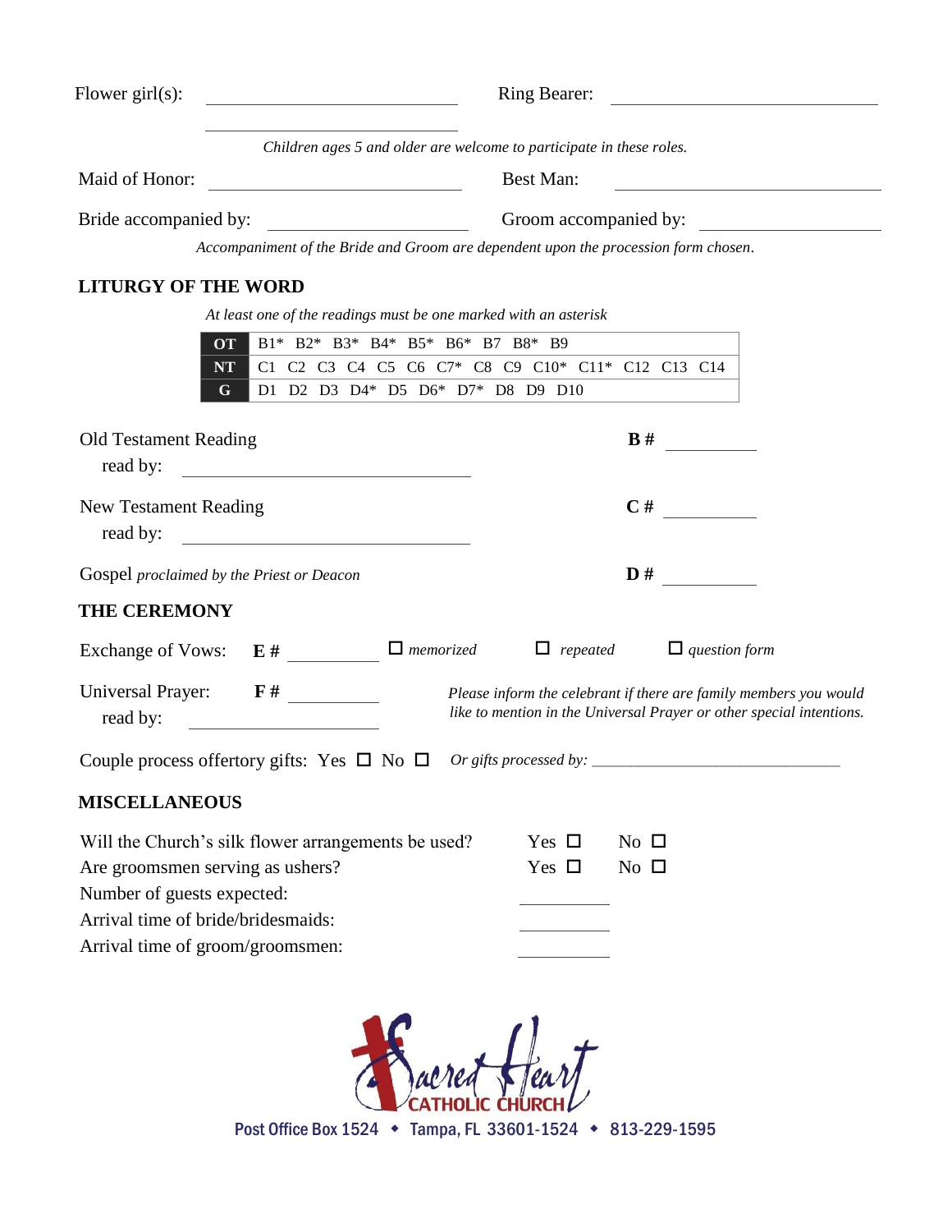Flower girl(s): ______________________ Ring Bearer: ______________________

______________________

*Children ages 5 and older are welcome to participate in these roles.*

Maid of Honor: ______________________ Best Man: ______________________

Bride accompanied by: ______________________ Groom accompanied by: ______________________

*Accompaniment of the Bride and Groom are dependent upon the procession form chosen.*

## LITURGY OF THE WORD

*At least one of the readings must be one marked with an asterisk*

| | |
|---|---|
| **OT** | B1* B2* B3* B4* B5* B6* B7 B8* B9 |
| **NT** | C1 C2 C3 C4 C5 C6 C7* C8 C9 C10* C11* C12 C13 C14 |
| **G** | D1 D2 D3 D4* D5 D6* D7* D8 D9 D10 |

Old Testament Reading **B #** __________

read by: ______________________

New Testament Reading **C #** __________

read by: ______________________

Gospel *proclaimed by the Priest or Deacon* **D #** __________

## THE CEREMONY

Exchange of Vows: **E #** __________ ☐ *memorized* ☐ *repeated* ☐ *question form*

Universal Prayer: **F #** __________

read by: ______________________

*Please inform the celebrant if there are family members you would like to mention in the Universal Prayer or other special intentions.*

Couple process offertory gifts: Yes ☐ No ☐ *Or gifts processed by:* ______________________

## MISCELLANEOUS

Will the Church's silk flower arrangements be used? Yes ☐ No ☐

Are groomsmen serving as ushers? Yes ☐ No ☐

Number of guests expected: __________

Arrival time of bride/bridesmaids: __________

Arrival time of groom/groomsmen: __________

Sacred Heart CATHOLIC CHURCH

Post Office Box 1524 ◆ Tampa, FL 33601-1524 ◆ 813-229-1595